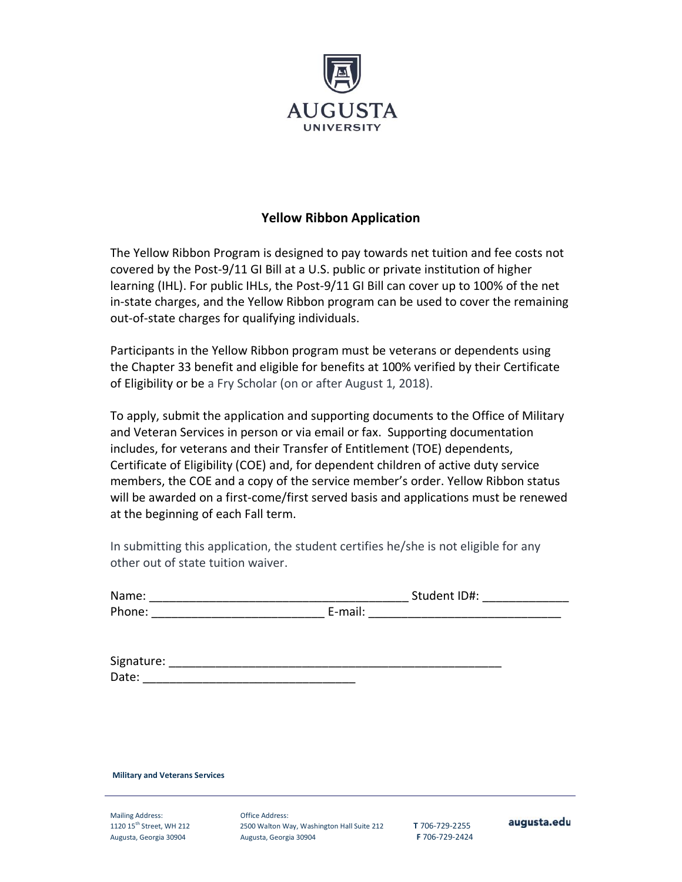AUGUSTA UNIVERSITY

# Yellow Ribbon Application

The Yellow Ribbon Program is designed to pay towards net tuition and fee costs not covered by the Post-9/11 GI Bill at a U.S. public or private institution of higher learning (IHL). For public IHLs, the Post-9/11 GI Bill can cover up to 100% of the net in-state charges, and the Yellow Ribbon program can be used to cover the remaining out-of-state charges for qualifying individuals.

Participants in the Yellow Ribbon program must be veterans or dependents using the Chapter 33 benefit and eligible for benefits at 100% verified by their Certificate of Eligibility or be a Fry Scholar (on or after August 1, 2018).

To apply, submit the application and supporting documents to the Office of Military and Veteran Services in person or via email or fax. Supporting documentation includes, for veterans and their Transfer of Entitlement (TOE) dependents, Certificate of Eligibility (COE) and, for dependent children of active duty service members, the COE and a copy of the service member's order. Yellow Ribbon status will be awarded on a first-come/first served basis and applications must be renewed at the beginning of each Fall term.

In submitting this application, the student certifies he/she is not eligible for any other out of state tuition waiver.

Name: ______________________________________ Student ID#: ____________
Phone: _________________________ E-mail: ____________________________

Signature: _________________________________________________
Date: _______________________________

**Military and Veterans Services**

Mailing Address:
1120 15th Street, WH 212
Augusta, Georgia 30904

Office Address:
2500 Walton Way, Washington Hall Suite 212
Augusta, Georgia 30904

**T** 706-729-2255
**F** 706-729-2424

augusta.edu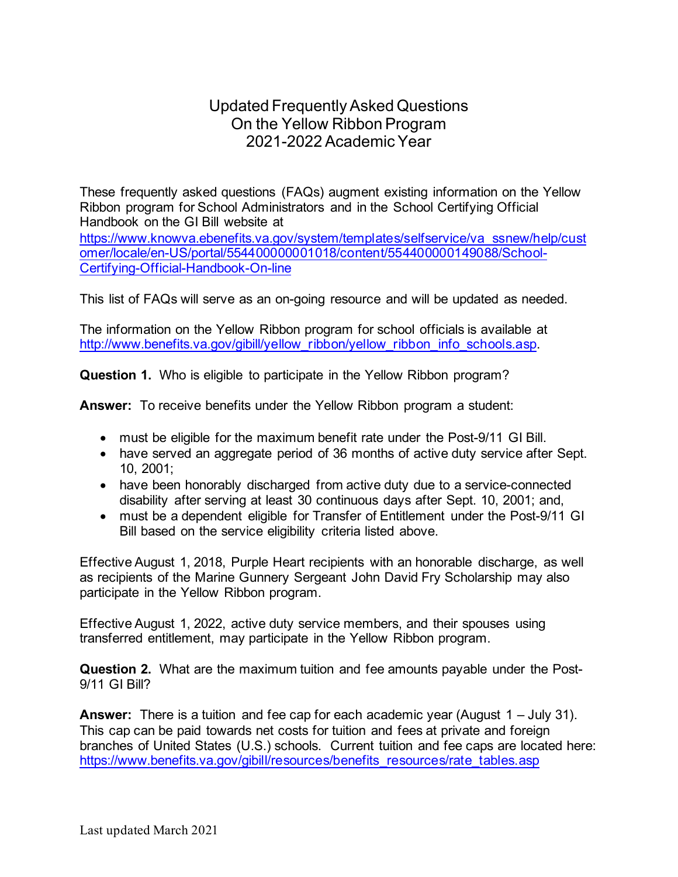# Updated Frequently Asked Questions On the Yellow Ribbon Program 2021-2022 Academic Year

These frequently asked questions (FAQs) augment existing information on the Yellow Ribbon program for School Administrators and in the School Certifying Official Handbook on the GI Bill website at https://www.knowva.ebenefits.va.gov/system/templates/selfservice/va_ssnew/help/customer/locale/en-US/portal/554400000001018/content/554400000149088/School-Certifying-Official-Handbook-On-line

This list of FAQs will serve as an on-going resource and will be updated as needed.

The information on the Yellow Ribbon program for school officials is available at http://www.benefits.va.gov/gibill/yellow_ribbon/yellow_ribbon_info_schools.asp.

**Question 1.** Who is eligible to participate in the Yellow Ribbon program?

**Answer:** To receive benefits under the Yellow Ribbon program a student:

- must be eligible for the maximum benefit rate under the Post-9/11 GI Bill.
- have served an aggregate period of 36 months of active duty service after Sept. 10, 2001;
- have been honorably discharged from active duty due to a service-connected disability after serving at least 30 continuous days after Sept. 10, 2001; and,
- must be a dependent eligible for Transfer of Entitlement under the Post-9/11 GI Bill based on the service eligibility criteria listed above.

Effective August 1, 2018, Purple Heart recipients with an honorable discharge, as well as recipients of the Marine Gunnery Sergeant John David Fry Scholarship may also participate in the Yellow Ribbon program.

Effective August 1, 2022, active duty service members, and their spouses using transferred entitlement, may participate in the Yellow Ribbon program.

**Question 2.** What are the maximum tuition and fee amounts payable under the Post-9/11 GI Bill?

**Answer:** There is a tuition and fee cap for each academic year (August 1 – July 31). This cap can be paid towards net costs for tuition and fees at private and foreign branches of United States (U.S.) schools. Current tuition and fee caps are located here: https://www.benefits.va.gov/gibill/resources/benefits_resources/rate_tables.asp

Last updated March 2021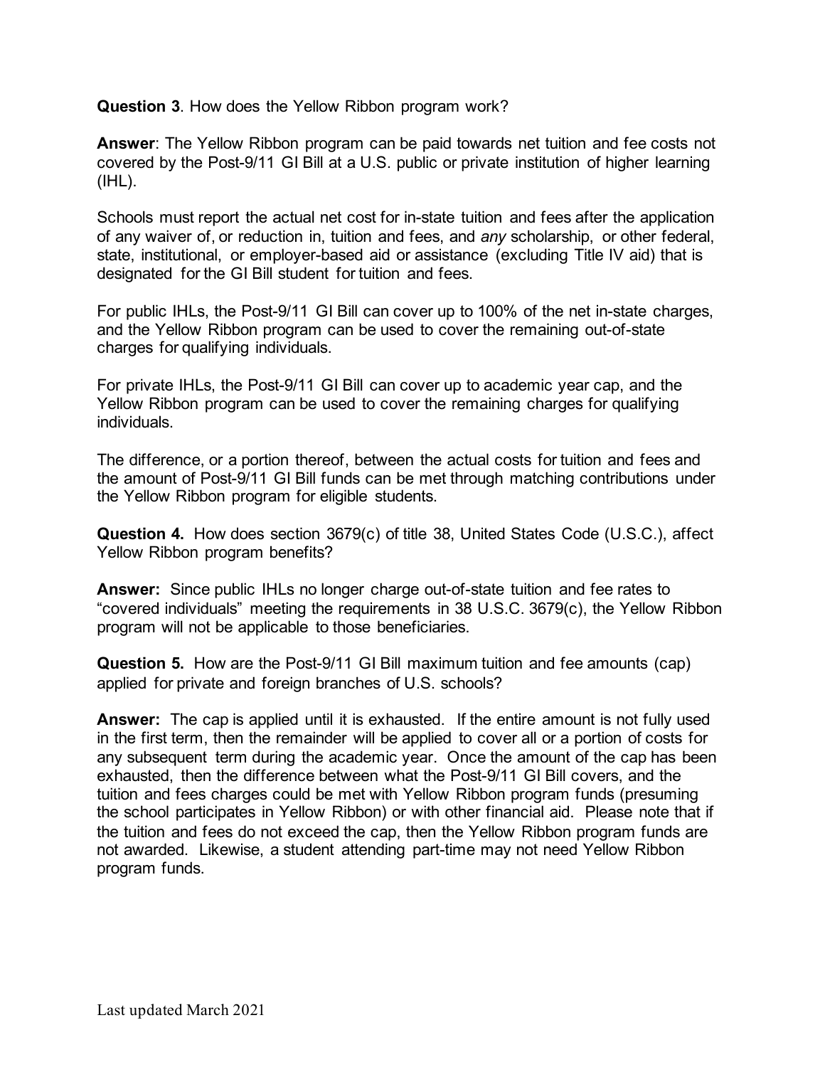**Question 3**. How does the Yellow Ribbon program work?

**Answer**: The Yellow Ribbon program can be paid towards net tuition and fee costs not covered by the Post-9/11 GI Bill at a U.S. public or private institution of higher learning (IHL).

Schools must report the actual net cost for in-state tuition and fees after the application of any waiver of, or reduction in, tuition and fees, and *any* scholarship, or other federal, state, institutional, or employer-based aid or assistance (excluding Title IV aid) that is designated for the GI Bill student for tuition and fees.

For public IHLs, the Post-9/11 GI Bill can cover up to 100% of the net in-state charges, and the Yellow Ribbon program can be used to cover the remaining out-of-state charges for qualifying individuals.

For private IHLs, the Post-9/11 GI Bill can cover up to academic year cap, and the Yellow Ribbon program can be used to cover the remaining charges for qualifying individuals.

The difference, or a portion thereof, between the actual costs for tuition and fees and the amount of Post-9/11 GI Bill funds can be met through matching contributions under the Yellow Ribbon program for eligible students.

**Question 4.** How does section 3679(c) of title 38, United States Code (U.S.C.), affect Yellow Ribbon program benefits?

**Answer:** Since public IHLs no longer charge out-of-state tuition and fee rates to "covered individuals" meeting the requirements in 38 U.S.C. 3679(c), the Yellow Ribbon program will not be applicable to those beneficiaries.

**Question 5.** How are the Post-9/11 GI Bill maximum tuition and fee amounts (cap) applied for private and foreign branches of U.S. schools?

**Answer:** The cap is applied until it is exhausted. If the entire amount is not fully used in the first term, then the remainder will be applied to cover all or a portion of costs for any subsequent term during the academic year. Once the amount of the cap has been exhausted, then the difference between what the Post-9/11 GI Bill covers, and the tuition and fees charges could be met with Yellow Ribbon program funds (presuming the school participates in Yellow Ribbon) or with other financial aid. Please note that if the tuition and fees do not exceed the cap, then the Yellow Ribbon program funds are not awarded. Likewise, a student attending part-time may not need Yellow Ribbon program funds.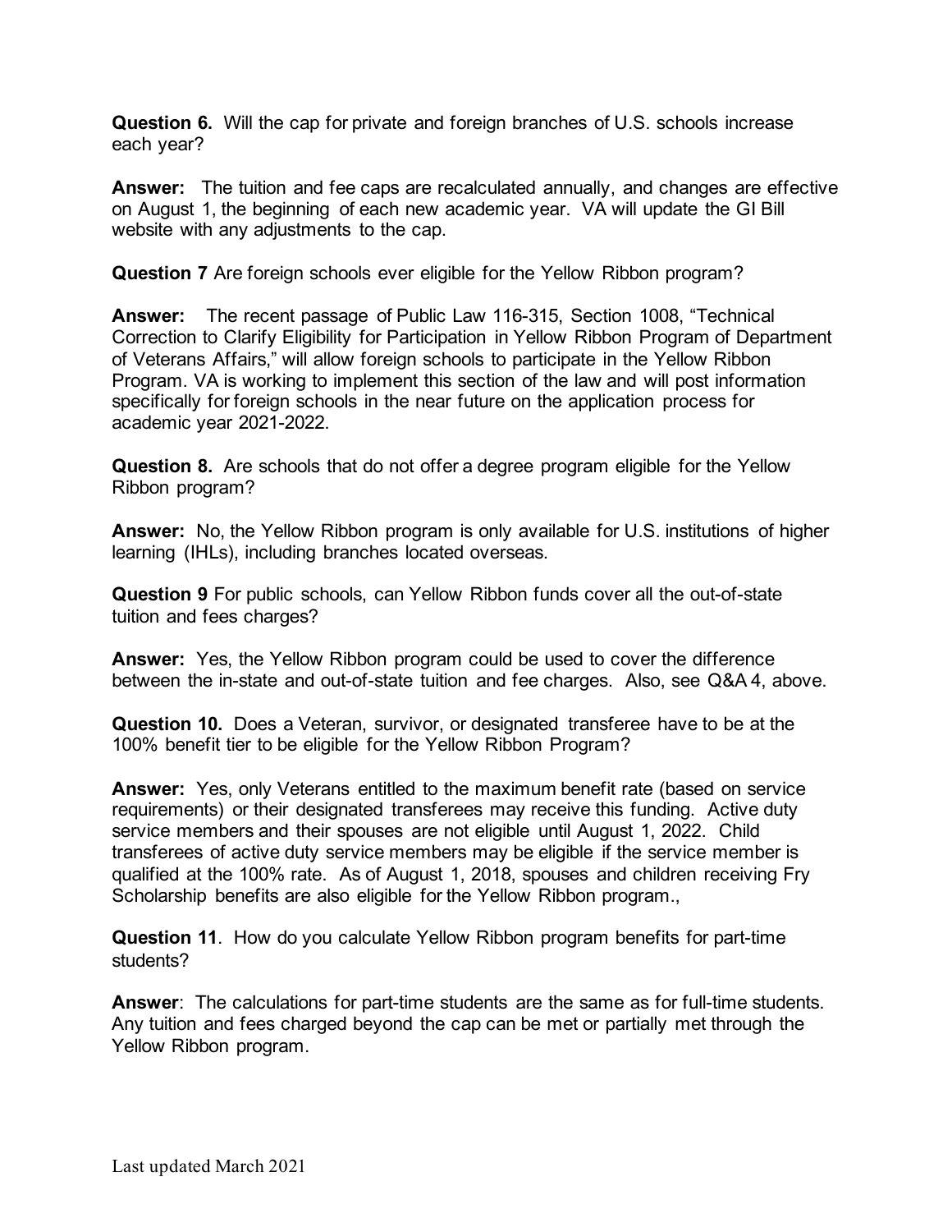**Question 6.** Will the cap for private and foreign branches of U.S. schools increase each year?

**Answer:** The tuition and fee caps are recalculated annually, and changes are effective on August 1, the beginning of each new academic year. VA will update the GI Bill website with any adjustments to the cap.

**Question 7** Are foreign schools ever eligible for the Yellow Ribbon program?

**Answer:** The recent passage of Public Law 116-315, Section 1008, "Technical Correction to Clarify Eligibility for Participation in Yellow Ribbon Program of Department of Veterans Affairs," will allow foreign schools to participate in the Yellow Ribbon Program. VA is working to implement this section of the law and will post information specifically for foreign schools in the near future on the application process for academic year 2021-2022.

**Question 8.** Are schools that do not offer a degree program eligible for the Yellow Ribbon program?

**Answer:** No, the Yellow Ribbon program is only available for U.S. institutions of higher learning (IHLs), including branches located overseas.

**Question 9** For public schools, can Yellow Ribbon funds cover all the out-of-state tuition and fees charges?

**Answer:** Yes, the Yellow Ribbon program could be used to cover the difference between the in-state and out-of-state tuition and fee charges. Also, see Q&A 4, above.

**Question 10.** Does a Veteran, survivor, or designated transferee have to be at the 100% benefit tier to be eligible for the Yellow Ribbon Program?

**Answer:** Yes, only Veterans entitled to the maximum benefit rate (based on service requirements) or their designated transferees may receive this funding. Active duty service members and their spouses are not eligible until August 1, 2022. Child transferees of active duty service members may be eligible if the service member is qualified at the 100% rate. As of August 1, 2018, spouses and children receiving Fry Scholarship benefits are also eligible for the Yellow Ribbon program.,

**Question 11**. How do you calculate Yellow Ribbon program benefits for part-time students?

**Answer**: The calculations for part-time students are the same as for full-time students. Any tuition and fees charged beyond the cap can be met or partially met through the Yellow Ribbon program.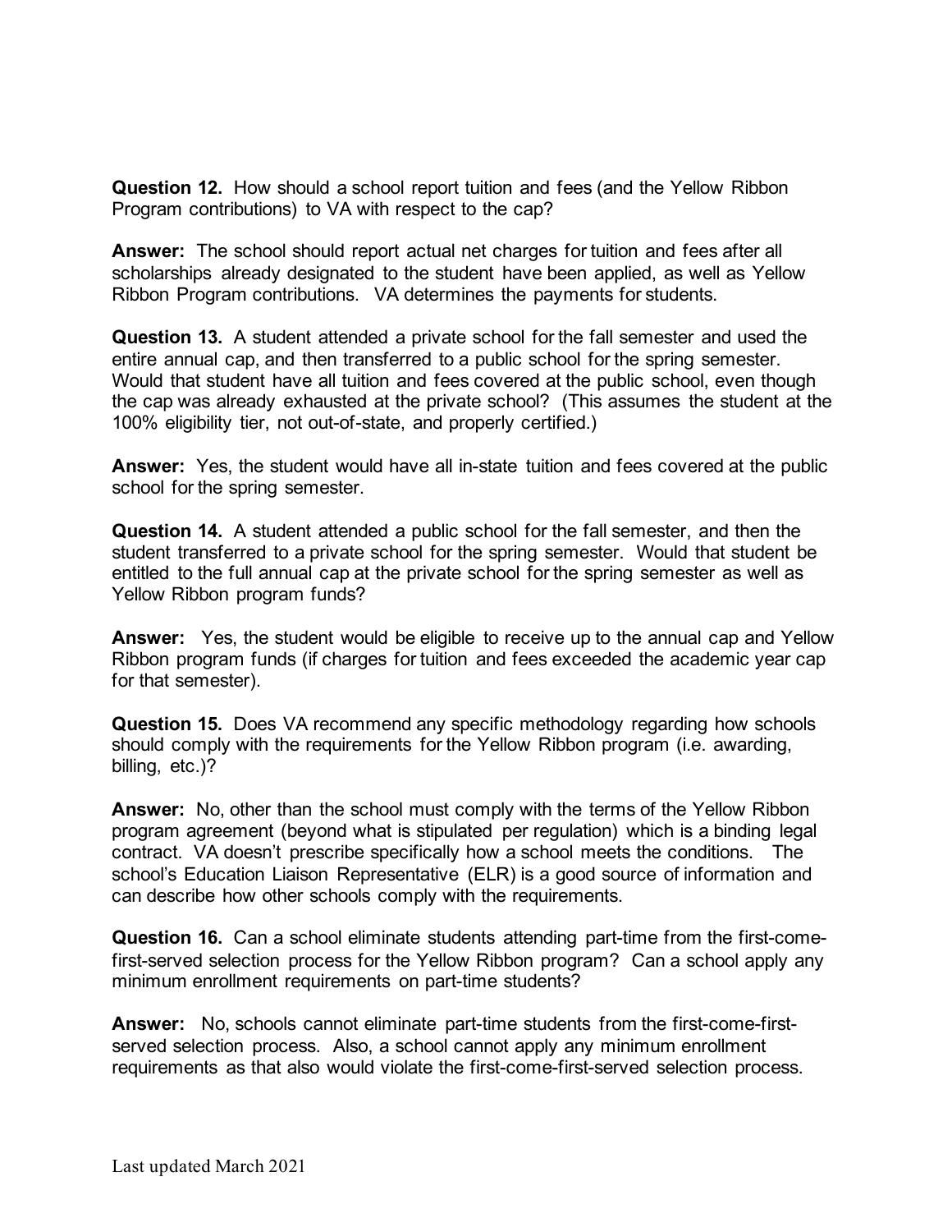**Question 12.** How should a school report tuition and fees (and the Yellow Ribbon Program contributions) to VA with respect to the cap?

**Answer:** The school should report actual net charges for tuition and fees after all scholarships already designated to the student have been applied, as well as Yellow Ribbon Program contributions. VA determines the payments for students.

**Question 13.** A student attended a private school for the fall semester and used the entire annual cap, and then transferred to a public school for the spring semester. Would that student have all tuition and fees covered at the public school, even though the cap was already exhausted at the private school? (This assumes the student at the 100% eligibility tier, not out-of-state, and properly certified.)

**Answer:** Yes, the student would have all in-state tuition and fees covered at the public school for the spring semester.

**Question 14.** A student attended a public school for the fall semester, and then the student transferred to a private school for the spring semester. Would that student be entitled to the full annual cap at the private school for the spring semester as well as Yellow Ribbon program funds?

**Answer:** Yes, the student would be eligible to receive up to the annual cap and Yellow Ribbon program funds (if charges for tuition and fees exceeded the academic year cap for that semester).

**Question 15.** Does VA recommend any specific methodology regarding how schools should comply with the requirements for the Yellow Ribbon program (i.e. awarding, billing, etc.)?

**Answer:** No, other than the school must comply with the terms of the Yellow Ribbon program agreement (beyond what is stipulated per regulation) which is a binding legal contract. VA doesn't prescribe specifically how a school meets the conditions. The school's Education Liaison Representative (ELR) is a good source of information and can describe how other schools comply with the requirements.

**Question 16.** Can a school eliminate students attending part-time from the first-come-first-served selection process for the Yellow Ribbon program? Can a school apply any minimum enrollment requirements on part-time students?

**Answer:** No, schools cannot eliminate part-time students from the first-come-first-served selection process. Also, a school cannot apply any minimum enrollment requirements as that also would violate the first-come-first-served selection process.

Last updated March 2021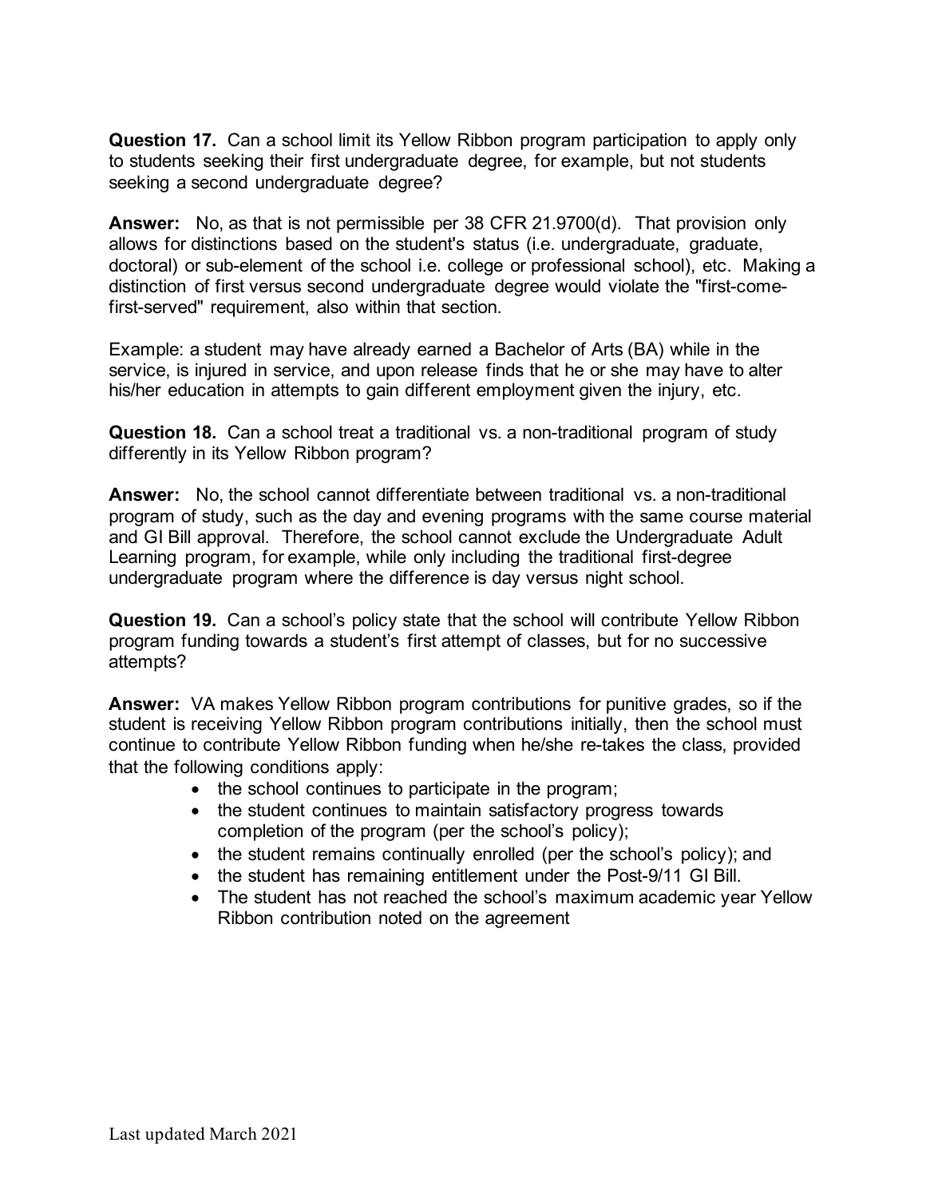**Question 17.** Can a school limit its Yellow Ribbon program participation to apply only to students seeking their first undergraduate degree, for example, but not students seeking a second undergraduate degree?

**Answer:** No, as that is not permissible per 38 CFR 21.9700(d). That provision only allows for distinctions based on the student's status (i.e. undergraduate, graduate, doctoral) or sub-element of the school i.e. college or professional school), etc. Making a distinction of first versus second undergraduate degree would violate the "first-come-first-served" requirement, also within that section.

Example: a student may have already earned a Bachelor of Arts (BA) while in the service, is injured in service, and upon release finds that he or she may have to alter his/her education in attempts to gain different employment given the injury, etc.

**Question 18.** Can a school treat a traditional vs. a non-traditional program of study differently in its Yellow Ribbon program?

**Answer:** No, the school cannot differentiate between traditional vs. a non-traditional program of study, such as the day and evening programs with the same course material and GI Bill approval. Therefore, the school cannot exclude the Undergraduate Adult Learning program, for example, while only including the traditional first-degree undergraduate program where the difference is day versus night school.

**Question 19.** Can a school's policy state that the school will contribute Yellow Ribbon program funding towards a student's first attempt of classes, but for no successive attempts?

**Answer:** VA makes Yellow Ribbon program contributions for punitive grades, so if the student is receiving Yellow Ribbon program contributions initially, then the school must continue to contribute Yellow Ribbon funding when he/she re-takes the class, provided that the following conditions apply:

- the school continues to participate in the program;
- the student continues to maintain satisfactory progress towards completion of the program (per the school's policy);
- the student remains continually enrolled (per the school's policy); and
- the student has remaining entitlement under the Post-9/11 GI Bill.
- The student has not reached the school's maximum academic year Yellow Ribbon contribution noted on the agreement

Last updated March 2021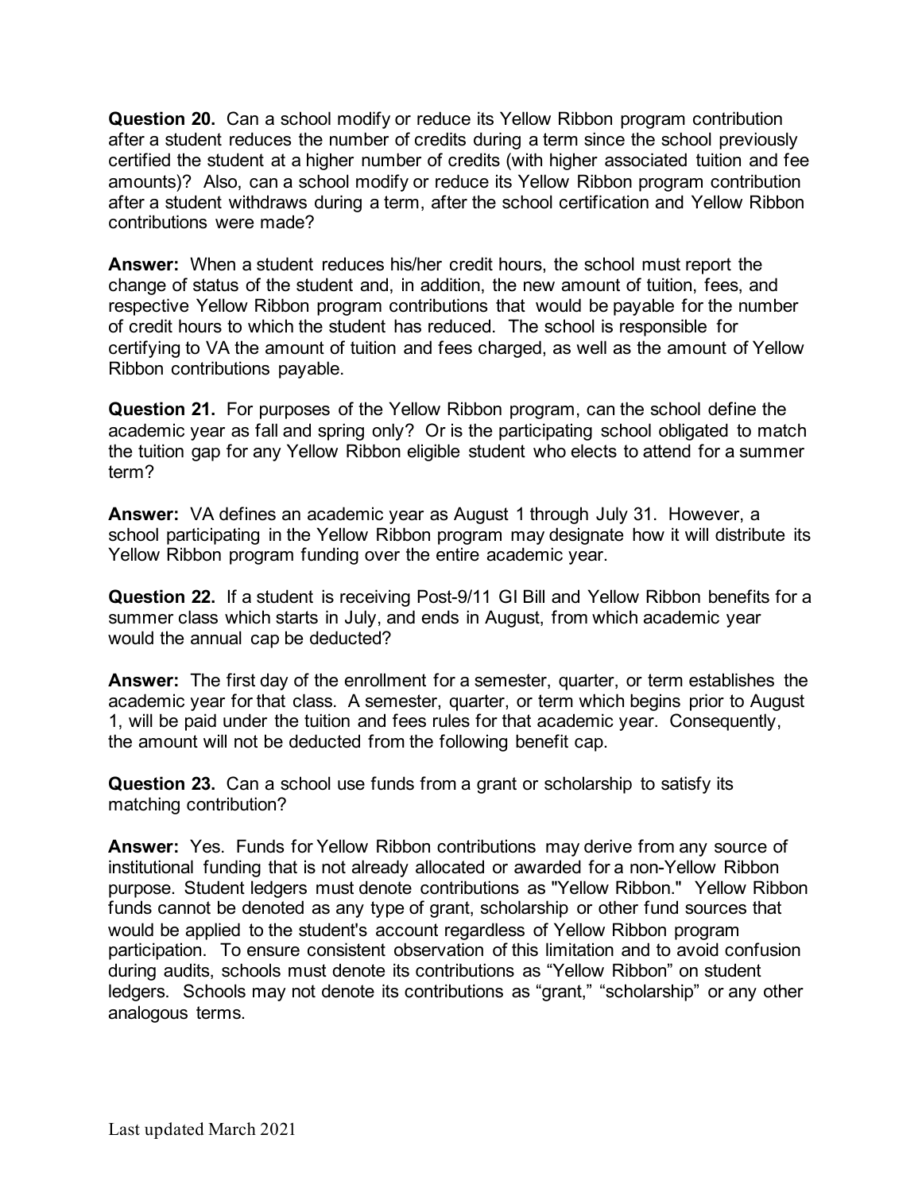**Question 20.** Can a school modify or reduce its Yellow Ribbon program contribution after a student reduces the number of credits during a term since the school previously certified the student at a higher number of credits (with higher associated tuition and fee amounts)? Also, can a school modify or reduce its Yellow Ribbon program contribution after a student withdraws during a term, after the school certification and Yellow Ribbon contributions were made?

**Answer:** When a student reduces his/her credit hours, the school must report the change of status of the student and, in addition, the new amount of tuition, fees, and respective Yellow Ribbon program contributions that would be payable for the number of credit hours to which the student has reduced. The school is responsible for certifying to VA the amount of tuition and fees charged, as well as the amount of Yellow Ribbon contributions payable.

**Question 21.** For purposes of the Yellow Ribbon program, can the school define the academic year as fall and spring only? Or is the participating school obligated to match the tuition gap for any Yellow Ribbon eligible student who elects to attend for a summer term?

**Answer:** VA defines an academic year as August 1 through July 31. However, a school participating in the Yellow Ribbon program may designate how it will distribute its Yellow Ribbon program funding over the entire academic year.

**Question 22.** If a student is receiving Post-9/11 GI Bill and Yellow Ribbon benefits for a summer class which starts in July, and ends in August, from which academic year would the annual cap be deducted?

**Answer:** The first day of the enrollment for a semester, quarter, or term establishes the academic year for that class. A semester, quarter, or term which begins prior to August 1, will be paid under the tuition and fees rules for that academic year. Consequently, the amount will not be deducted from the following benefit cap.

**Question 23.** Can a school use funds from a grant or scholarship to satisfy its matching contribution?

**Answer:** Yes. Funds for Yellow Ribbon contributions may derive from any source of institutional funding that is not already allocated or awarded for a non-Yellow Ribbon purpose. Student ledgers must denote contributions as "Yellow Ribbon." Yellow Ribbon funds cannot be denoted as any type of grant, scholarship or other fund sources that would be applied to the student's account regardless of Yellow Ribbon program participation. To ensure consistent observation of this limitation and to avoid confusion during audits, schools must denote its contributions as "Yellow Ribbon" on student ledgers. Schools may not denote its contributions as "grant," "scholarship" or any other analogous terms.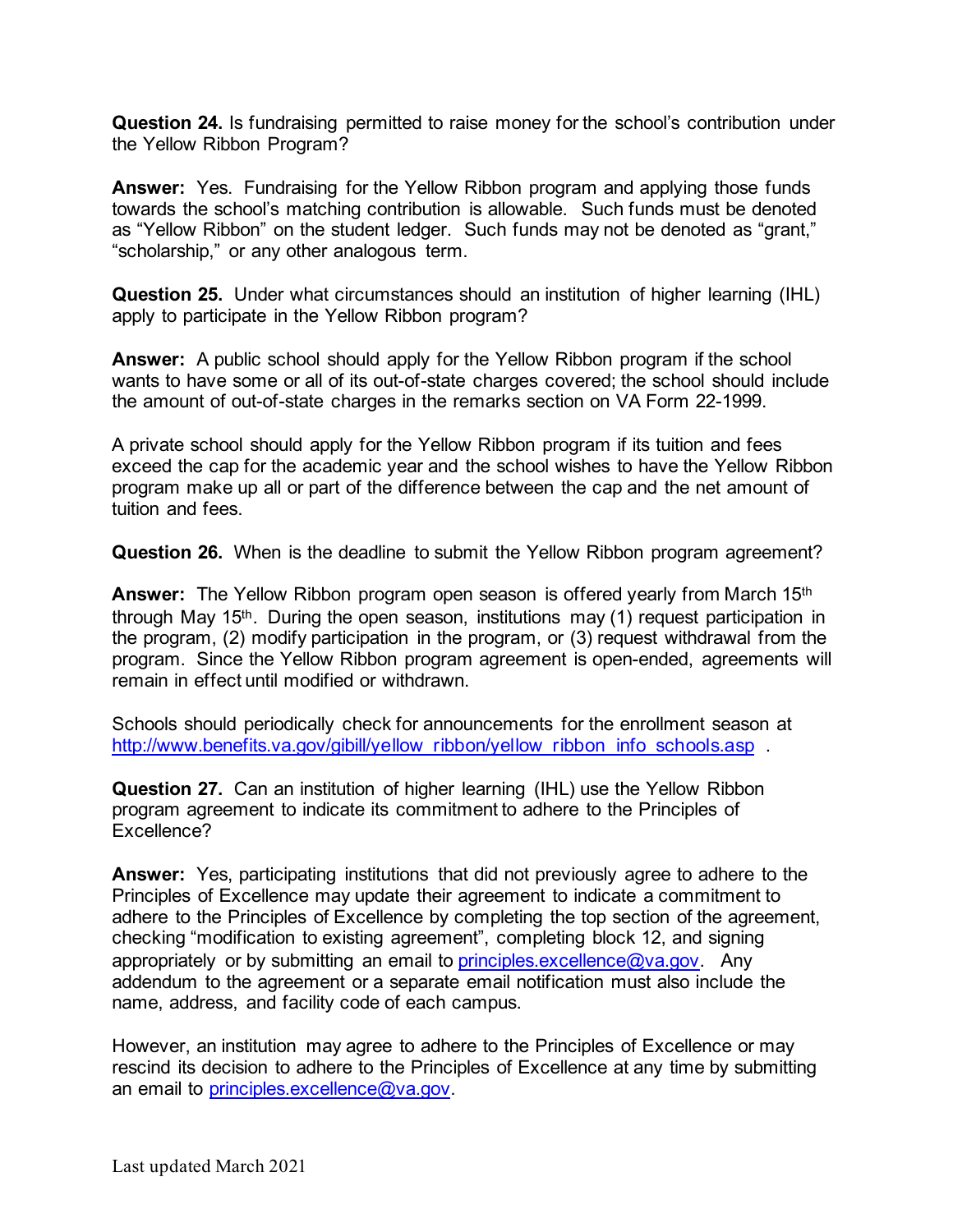**Question 24.** Is fundraising permitted to raise money for the school's contribution under the Yellow Ribbon Program?

**Answer:** Yes. Fundraising for the Yellow Ribbon program and applying those funds towards the school's matching contribution is allowable. Such funds must be denoted as "Yellow Ribbon" on the student ledger. Such funds may not be denoted as "grant," "scholarship," or any other analogous term.

**Question 25.** Under what circumstances should an institution of higher learning (IHL) apply to participate in the Yellow Ribbon program?

**Answer:** A public school should apply for the Yellow Ribbon program if the school wants to have some or all of its out-of-state charges covered; the school should include the amount of out-of-state charges in the remarks section on VA Form 22-1999.

A private school should apply for the Yellow Ribbon program if its tuition and fees exceed the cap for the academic year and the school wishes to have the Yellow Ribbon program make up all or part of the difference between the cap and the net amount of tuition and fees.

**Question 26.** When is the deadline to submit the Yellow Ribbon program agreement?

**Answer:** The Yellow Ribbon program open season is offered yearly from March 15th through May 15th. During the open season, institutions may (1) request participation in the program, (2) modify participation in the program, or (3) request withdrawal from the program. Since the Yellow Ribbon program agreement is open-ended, agreements will remain in effect until modified or withdrawn.

Schools should periodically check for announcements for the enrollment season at [http://www.benefits.va.gov/gibill/yellow_ribbon/yellow_ribbon_info_schools.asp](http://www.benefits.va.gov/gibill/yellow_ribbon/yellow_ribbon_info_schools.asp) .

**Question 27.** Can an institution of higher learning (IHL) use the Yellow Ribbon program agreement to indicate its commitment to adhere to the Principles of Excellence?

**Answer:** Yes, participating institutions that did not previously agree to adhere to the Principles of Excellence may update their agreement to indicate a commitment to adhere to the Principles of Excellence by completing the top section of the agreement, checking "modification to existing agreement", completing block 12, and signing appropriately or by submitting an email to [principles.excellence@va.gov](mailto:principles.excellence@va.gov). Any addendum to the agreement or a separate email notification must also include the name, address, and facility code of each campus.

However, an institution may agree to adhere to the Principles of Excellence or may rescind its decision to adhere to the Principles of Excellence at any time by submitting an email to [principles.excellence@va.gov](mailto:principles.excellence@va.gov).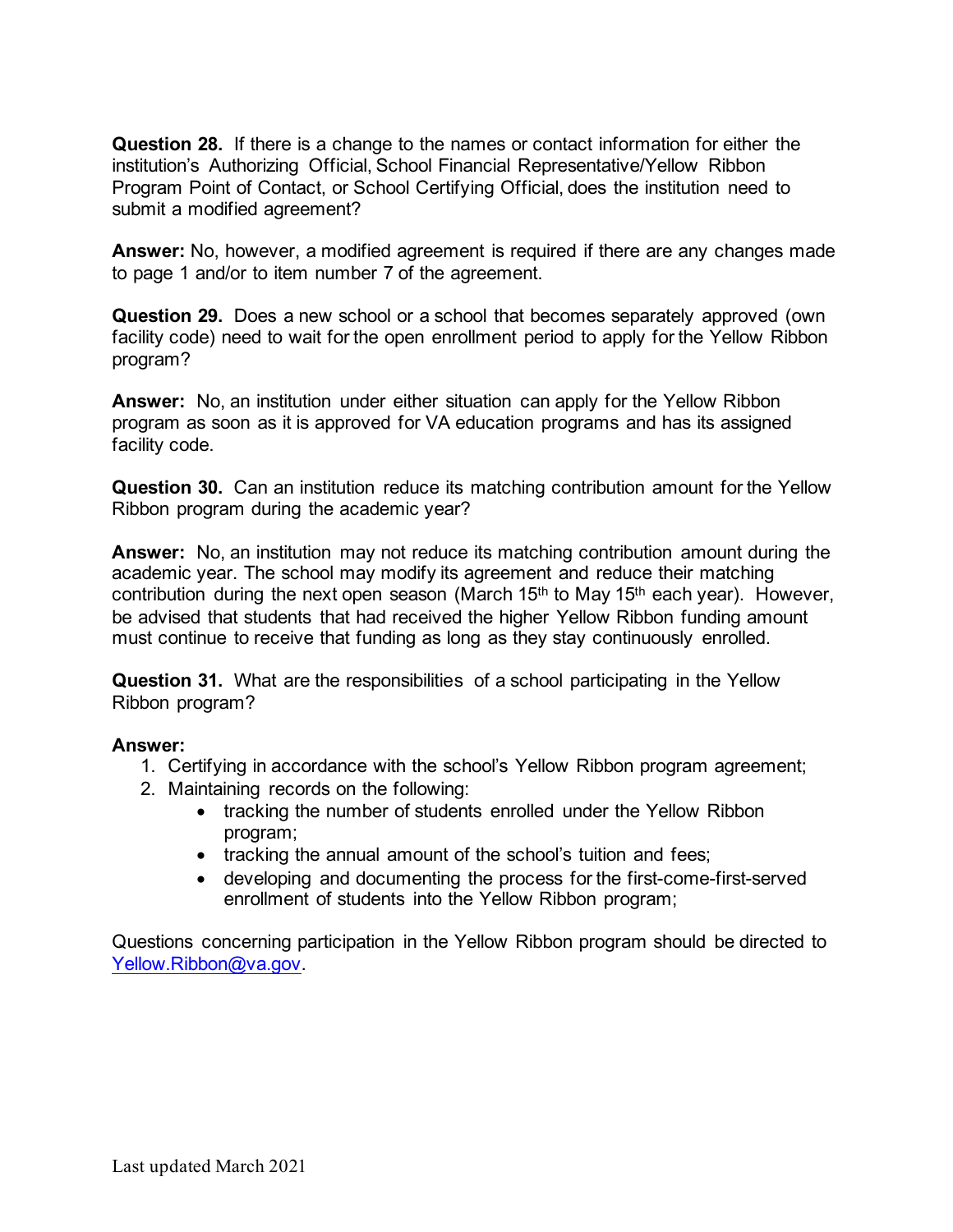**Question 28.** If there is a change to the names or contact information for either the institution's Authorizing Official, School Financial Representative/Yellow Ribbon Program Point of Contact, or School Certifying Official, does the institution need to submit a modified agreement?

**Answer:** No, however, a modified agreement is required if there are any changes made to page 1 and/or to item number 7 of the agreement.

**Question 29.** Does a new school or a school that becomes separately approved (own facility code) need to wait for the open enrollment period to apply for the Yellow Ribbon program?

**Answer:** No, an institution under either situation can apply for the Yellow Ribbon program as soon as it is approved for VA education programs and has its assigned facility code.

**Question 30.** Can an institution reduce its matching contribution amount for the Yellow Ribbon program during the academic year?

**Answer:** No, an institution may not reduce its matching contribution amount during the academic year. The school may modify its agreement and reduce their matching contribution during the next open season (March 15th to May 15th each year). However, be advised that students that had received the higher Yellow Ribbon funding amount must continue to receive that funding as long as they stay continuously enrolled.

**Question 31.** What are the responsibilities of a school participating in the Yellow Ribbon program?

**Answer:**

1. Certifying in accordance with the school's Yellow Ribbon program agreement;
2. Maintaining records on the following:
   - tracking the number of students enrolled under the Yellow Ribbon program;
   - tracking the annual amount of the school's tuition and fees;
   - developing and documenting the process for the first-come-first-served enrollment of students into the Yellow Ribbon program;

Questions concerning participation in the Yellow Ribbon program should be directed to Yellow.Ribbon@va.gov.

Last updated March 2021